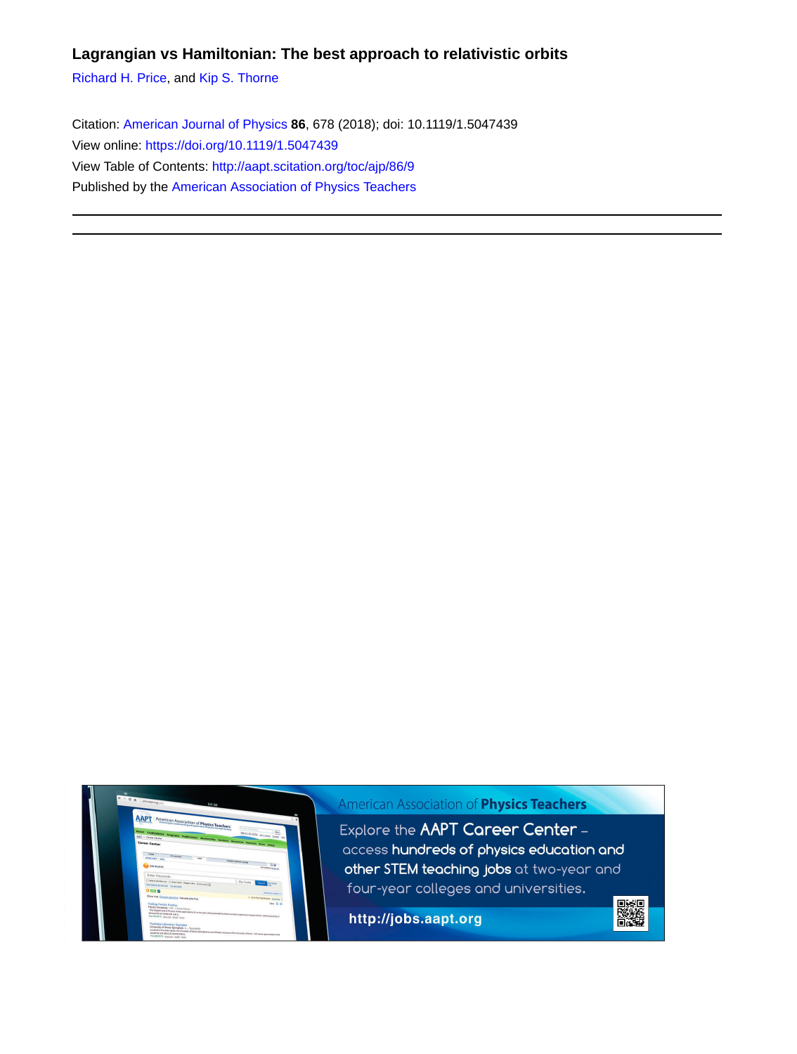# Lagrangian vs Hamiltonian: The best approach to relativistic orbits

Richard H. Price, and Kip S. Thorne

Citation: American Journal of Physics **86**, 678 (2018); doi: 10.1119/1.5047439

View online: https://doi.org/10.1119/1.5047439

View Table of Contents: http://aapt.scitation.org/toc/ajp/86/9

Published by the American Association of Physics Teachers

---

American Association of **Physics Teachers**

Explore the **AAPT Career Center** – access **hundreds of physics education and other STEM teaching jobs** at two-year and four-year colleges and universities.

**http://jobs.aapt.org**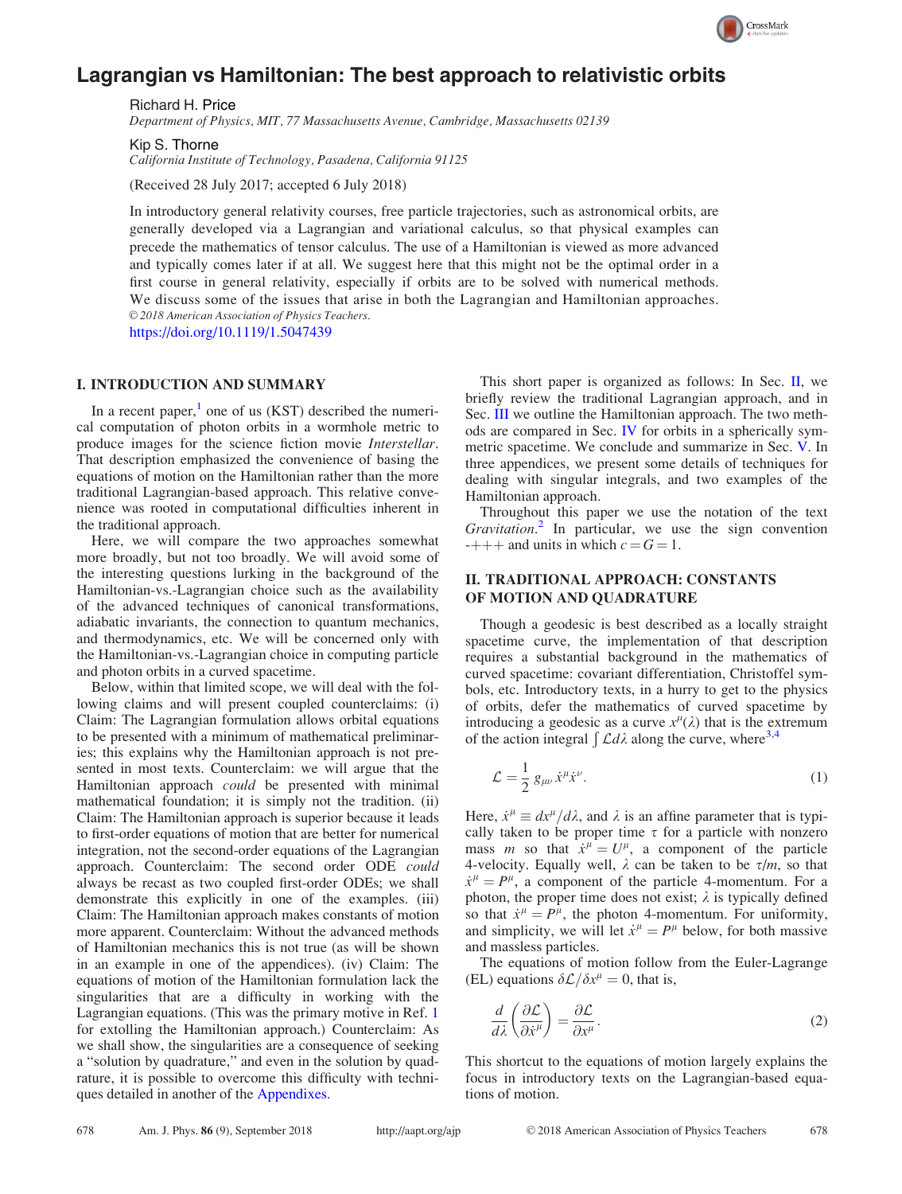# Lagrangian vs Hamiltonian: The best approach to relativistic orbits

Richard H. Price

*Department of Physics, MIT, 77 Massachusetts Avenue, Cambridge, Massachusetts 02139*

Kip S. Thorne

*California Institute of Technology, Pasadena, California 91125*

(Received 28 July 2017; accepted 6 July 2018)

In introductory general relativity courses, free particle trajectories, such as astronomical orbits, are generally developed via a Lagrangian and variational calculus, so that physical examples can precede the mathematics of tensor calculus. The use of a Hamiltonian is viewed as more advanced and typically comes later if at all. We suggest here that this might not be the optimal order in a first course in general relativity, especially if orbits are to be solved with numerical methods. We discuss some of the issues that arise in both the Lagrangian and Hamiltonian approaches. *© 2018 American Association of Physics Teachers.*

https://doi.org/10.1119/1.5047439

## I. INTRODUCTION AND SUMMARY

In a recent paper,[1] one of us (KST) described the numerical computation of photon orbits in a wormhole metric to produce images for the science fiction movie *Interstellar*. That description emphasized the convenience of basing the equations of motion on the Hamiltonian rather than the more traditional Lagrangian-based approach. This relative convenience was rooted in computational difficulties inherent in the traditional approach.

Here, we will compare the two approaches somewhat more broadly, but not too broadly. We will avoid some of the interesting questions lurking in the background of the Hamiltonian-vs.-Lagrangian choice such as the availability of the advanced techniques of canonical transformations, adiabatic invariants, the connection to quantum mechanics, and thermodynamics, etc. We will be concerned only with the Hamiltonian-vs.-Lagrangian choice in computing particle and photon orbits in a curved spacetime.

Below, within that limited scope, we will deal with the following claims and will present coupled counterclaims: (i) Claim: The Lagrangian formulation allows orbital equations to be presented with a minimum of mathematical preliminaries; this explains why the Hamiltonian approach is not presented in most texts. Counterclaim: we will argue that the Hamiltonian approach *could* be presented with minimal mathematical foundation; it is simply not the tradition. (ii) Claim: The Hamiltonian approach is superior because it leads to first-order equations of motion that are better for numerical integration, not the second-order equations of the Lagrangian approach. Counterclaim: The second order ODE *could* always be recast as two coupled first-order ODEs; we shall demonstrate this explicitly in one of the examples. (iii) Claim: The Hamiltonian approach makes constants of motion more apparent. Counterclaim: Without the advanced methods of Hamiltonian mechanics this is not true (as will be shown in an example in one of the appendices). (iv) Claim: The equations of motion of the Hamiltonian formulation lack the singularities that are a difficulty in working with the Lagrangian equations. (This was the primary motive in Ref. 1 for extolling the Hamiltonian approach.) Counterclaim: As we shall show, the singularities are a consequence of seeking a "solution by quadrature," and even in the solution by quadrature, it is possible to overcome this difficulty with techniques detailed in another of the Appendixes.

This short paper is organized as follows: In Sec. II, we briefly review the traditional Lagrangian approach, and in Sec. III we outline the Hamiltonian approach. The two methods are compared in Sec. IV for orbits in a spherically symmetric spacetime. We conclude and summarize in Sec. V. In three appendices, we present some details of techniques for dealing with singular integrals, and two examples of the Hamiltonian approach.

Throughout this paper we use the notation of the text *Gravitation*.[2] In particular, we use the sign convention -+++ and units in which $c = G = 1$.

## II. TRADITIONAL APPROACH: CONSTANTS OF MOTION AND QUADRATURE

Though a geodesic is best described as a locally straight spacetime curve, the implementation of that description requires a substantial background in the mathematics of curved spacetime: covariant differentiation, Christoffel symbols, etc. Introductory texts, in a hurry to get to the physics of orbits, defer the mathematics of curved spacetime by introducing a geodesic as a curve $x^\mu(\lambda)$ that is the extremum of the action integral $\int \mathcal{L} d\lambda$ along the curve, where[3,4]

$$\mathcal{L} = \frac{1}{2}\, g_{\mu\nu}\, \dot{x}^\mu \dot{x}^\nu. \tag{1}$$

Here, $\dot{x}^\mu \equiv dx^\mu/d\lambda$, and $\lambda$ is an affine parameter that is typically taken to be proper time $\tau$ for a particle with nonzero mass $m$ so that $\dot{x}^\mu = U^\mu$, a component of the particle 4-velocity. Equally well, $\lambda$ can be taken to be $\tau/m$, so that $\dot{x}^\mu = P^\mu$, a component of the particle 4-momentum. For a photon, the proper time does not exist; $\lambda$ is typically defined so that $\dot{x}^\mu = P^\mu$, the photon 4-momentum. For uniformity, and simplicity, we will let $\dot{x}^\mu = P^\mu$ below, for both massive and massless particles.

The equations of motion follow from the Euler-Lagrange (EL) equations $\delta\mathcal{L}/\delta x^\mu = 0$, that is,

$$\frac{d}{d\lambda}\left(\frac{\partial \mathcal{L}}{\partial \dot{x}^\mu}\right) = \frac{\partial \mathcal{L}}{\partial x^\mu}. \tag{2}$$

This shortcut to the equations of motion largely explains the focus in introductory texts on the Lagrangian-based equations of motion.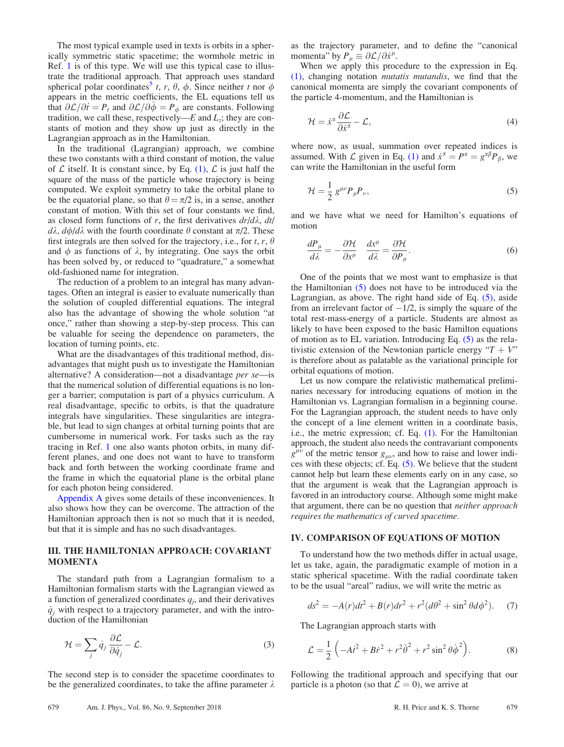The most typical example used in texts is orbits in a spherically symmetric static spacetime; the wormhole metric in Ref. 1 is of this type. We will use this typical case to illustrate the traditional approach. That approach uses standard spherical polar coordinates[5] $t$, $r$, $\theta$, $\phi$. Since neither $t$ nor $\phi$ appears in the metric coefficients, the EL equations tell us that $\partial\mathcal{L}/\partial\dot{t} = P_t$ and $\partial\mathcal{L}/\partial\dot{\phi} = P_\phi$ are constants. Following tradition, we call these, respectively—$E$ and $L_z$; they are constants of motion and they show up just as directly in the Lagrangian approach as in the Hamiltonian.

In the traditional (Lagrangian) approach, we combine these two constants with a third constant of motion, the value of $\mathcal{L}$ itself. It is constant since, by Eq. (1), $\mathcal{L}$ is just half the square of the mass of the particle whose trajectory is being computed. We exploit symmetry to take the orbital plane to be the equatorial plane, so that $\theta = \pi/2$ is, in a sense, another constant of motion. With this set of four constants we find, as closed form functions of $r$, the first derivatives $dr/d\lambda$, $dt/d\lambda$, $d\phi/d\lambda$ with the fourth coordinate $\theta$ constant at $\pi/2$. These first integrals are then solved for the trajectory, i.e., for $t$, $r$, $\theta$ and $\phi$ as functions of $\lambda$, by integrating. One says the orbit has been solved by, or reduced to "quadrature," a somewhat old-fashioned name for integration.

The reduction of a problem to an integral has many advantages. Often an integral is easier to evaluate numerically than the solution of coupled differential equations. The integral also has the advantage of showing the whole solution "at once," rather than showing a step-by-step process. This can be valuable for seeing the dependence on parameters, the location of turning points, etc.

What are the disadvantages of this traditional method, disadvantages that might push us to investigate the Hamiltonian alternative? A consideration—not a disadvantage *per se*—is that the numerical solution of differential equations is no longer a barrier; computation is part of a physics curriculum. A real disadvantage, specific to orbits, is that the quadrature integrals have singularities. These singularities are integrable, but lead to sign changes at orbital turning points that are cumbersome in numerical work. For tasks such as the ray tracing in Ref. 1 one also wants photon orbits, in many different planes, and one does not want to have to transform back and forth between the working coordinate frame and the frame in which the equatorial plane is the orbital plane for each photon being considered.

Appendix A gives some details of these inconveniences. It also shows how they can be overcome. The attraction of the Hamiltonian approach then is not so much that it is needed, but that it is simple and has no such disadvantages.

## III. THE HAMILTONIAN APPROACH: COVARIANT MOMENTA

The standard path from a Lagrangian formalism to a Hamiltonian formalism starts with the Lagrangian viewed as a function of generalized coordinates $q_j$, and their derivatives $\dot{q}_j$ with respect to a trajectory parameter, and with the introduction of the Hamiltonian

$$\mathcal{H} = \sum_j \dot{q}_j \frac{\partial \mathcal{L}}{\partial \dot{q}_j} - \mathcal{L}. \tag{3}$$

The second step is to consider the spacetime coordinates to be the generalized coordinates, to take the affine parameter $\lambda$ as the trajectory parameter, and to define the "canonical momenta" by $P_\mu \equiv \partial\mathcal{L}/\partial\dot{x}^\mu$.

When we apply this procedure to the expression in Eq. (1), changing notation *mutatis mutandis*, we find that the canonical momenta are simply the covariant components of the particle 4-momentum, and the Hamiltonian is

$$\mathcal{H} = \dot{x}^\alpha \frac{\partial \mathcal{L}}{\partial \dot{x}^\alpha} - \mathcal{L}, \tag{4}$$

where now, as usual, summation over repeated indices is assumed. With $\mathcal{L}$ given in Eq. (1) and $\dot{x}^\alpha = P^\alpha = g^{\alpha\beta}P_\beta$, we can write the Hamiltonian in the useful form

$$\mathcal{H} = \frac{1}{2}\, g^{\mu\nu} P_\mu P_\nu, \tag{5}$$

and we have what we need for Hamilton's equations of motion

$$\frac{dP_\mu}{d\lambda} = -\frac{\partial \mathcal{H}}{\partial x^\mu} \quad \frac{dx^\mu}{d\lambda} = \frac{\partial \mathcal{H}}{\partial P_\mu}. \tag{6}$$

One of the points that we most want to emphasize is that the Hamiltonian (5) does not have to be introduced via the Lagrangian, as above. The right hand side of Eq. (5), aside from an irrelevant factor of $-1/2$, is simply the square of the total rest-mass-energy of a particle. Students are almost as likely to have been exposed to the basic Hamilton equations of motion as to EL variation. Introducing Eq. (5) as the relativistic extension of the Newtonian particle energy "$T + V$" is therefore about as palatable as the variational principle for orbital equations of motion.

Let us now compare the relativistic mathematical preliminaries necessary for introducing equations of motion in the Hamiltonian vs. Lagrangian formalism in a beginning course. For the Lagrangian approach, the student needs to have only the concept of a line element written in a coordinate basis, i.e., the metric expression; cf. Eq. (1). For the Hamiltonian approach, the student also needs the contravariant components $g^{\mu\nu}$ of the metric tensor $g_{\mu\nu}$, and how to raise and lower indices with these objects; cf. Eq. (5). We believe that the student cannot help but learn these elements early on in any case, so that the argument is weak that the Lagrangian approach is favored in an introductory course. Although some might make that argument, there can be no question that *neither approach requires the mathematics of curved spacetime*.

## IV. COMPARISON OF EQUATIONS OF MOTION

To understand how the two methods differ in actual usage, let us take, again, the paradigmatic example of motion in a static spherical spacetime. With the radial coordinate taken to be the usual "areal" radius, we will write the metric as

$$ds^2 = -A(r)dt^2 + B(r)dr^2 + r^2(d\theta^2 + \sin^2\theta d\phi^2). \tag{7}$$

The Lagrangian approach starts with

$$\mathcal{L} = \frac{1}{2}\left(-A\dot{t}^2 + B\dot{r}^2 + r^2\dot{\theta}^2 + r^2\sin^2\theta\dot{\phi}^2\right). \tag{8}$$

Following the traditional approach and specifying that our particle is a photon (so that $\mathcal{L} = 0$), we arrive at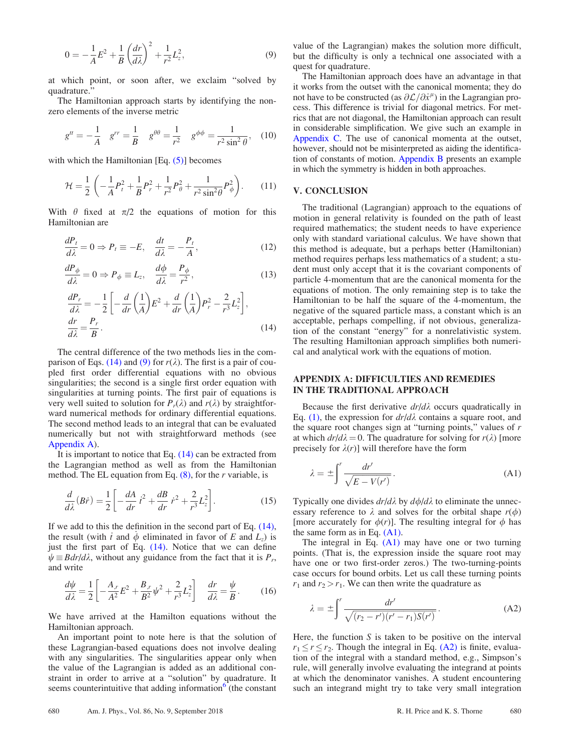$$0 = -\frac{1}{A}E^2 + \frac{1}{B}\left(\frac{dr}{d\lambda}\right)^2 + \frac{1}{r^2}L_z^2, \tag{9}$$

at which point, or soon after, we exclaim "solved by quadrature."

The Hamiltonian approach starts by identifying the nonzero elements of the inverse metric

$$g^{tt} = -\frac{1}{A} \quad g^{rr} = \frac{1}{B} \quad g^{\theta\theta} = \frac{1}{r^2} \quad g^{\phi\phi} = \frac{1}{r^2 \sin^2\theta}, \tag{10}$$

with which the Hamiltonian [Eq. (5)] becomes

$$\mathcal{H} = \frac{1}{2}\left(-\frac{1}{A}P_t^2 + \frac{1}{B}P_r^2 + \frac{1}{r^2}P_\theta^2 + \frac{1}{r^2\sin^2\theta}P_\phi^2\right). \tag{11}$$

With $\theta$ fixed at $\pi/2$ the equations of motion for this Hamiltonian are

$$\frac{dP_t}{d\lambda} = 0 \Rightarrow P_t \equiv -E, \quad \frac{dt}{d\lambda} = -\frac{P_t}{A}, \tag{12}$$

$$\frac{dP_\phi}{d\lambda} = 0 \Rightarrow P_\phi \equiv L_z, \quad \frac{d\phi}{d\lambda} = \frac{P_\phi}{r^2}, \tag{13}$$

$$\frac{dP_r}{d\lambda} = -\frac{1}{2}\left[-\frac{d}{dr}\left(\frac{1}{A}\right)E^2 + \frac{d}{dr}\left(\frac{1}{A}\right)P_r^2 - \frac{2}{r^3}L_z^2\right],$$
$$\frac{dr}{d\lambda} = \frac{P_r}{B}. \tag{14}$$

The central difference of the two methods lies in the comparison of Eqs. (14) and (9) for $r(\lambda)$. The first is a pair of coupled first order differential equations with no obvious singularities; the second is a single first order equation with singularities at turning points. The first pair of equations is very well suited to solution for $P_r(\lambda)$ and $r(\lambda)$ by straightforward numerical methods for ordinary differential equations. The second method leads to an integral that can be evaluated numerically but not with straightforward methods (see Appendix A).

It is important to notice that Eq. (14) can be extracted from the Lagrangian method as well as from the Hamiltonian method. The EL equation from Eq. (8), for the $r$ variable, is

$$\frac{d}{d\lambda}(B\dot{r}) = \frac{1}{2}\left[-\frac{dA}{dr}\dot{t}^2 + \frac{dB}{dr}\dot{r}^2 + \frac{2}{r^3}L_z^2\right]. \tag{15}$$

If we add to this the definition in the second part of Eq. (14), the result (with $\dot{t}$ and $\dot{\phi}$ eliminated in favor of $E$ and $L_z$) is just the first part of Eq. (14). Notice that we can define $\psi \equiv B\,dr/d\lambda$, without any guidance from the fact that it is $P_r$, and write

$$\frac{d\psi}{d\lambda} = \frac{1}{2}\left[-\frac{A_{,r}}{A^2}E^2 + \frac{B_{,r}}{B^2}\psi^2 + \frac{2}{r^3}L_z^2\right] \quad \frac{dr}{d\lambda} = \frac{\psi}{B}. \tag{16}$$

We have arrived at the Hamilton equations without the Hamiltonian approach.

An important point to note here is that the solution of these Lagrangian-based equations does not involve dealing with any singularities. The singularities appear only when the value of the Lagrangian is added as an additional constraint in order to arrive at a "solution" by quadrature. It seems counterintuitive that adding information[6] (the constant value of the Lagrangian) makes the solution more difficult, but the difficulty is only a technical one associated with a quest for quadrature.

The Hamiltonian approach does have an advantage in that it works from the outset with the canonical momenta; they do not have to be constructed (as $\partial\mathcal{L}/\partial\dot{x}^\mu$) in the Lagrangian process. This difference is trivial for diagonal metrics. For metrics that are not diagonal, the Hamiltonian approach can result in considerable simplification. We give such an example in Appendix C. The use of canonical momenta at the outset, however, should not be misinterpreted as aiding the identification of constants of motion. Appendix B presents an example in which the symmetry is hidden in both approaches.

## V. CONCLUSION

The traditional (Lagrangian) approach to the equations of motion in general relativity is founded on the path of least required mathematics; the student needs to have experience only with standard variational calculus. We have shown that this method is adequate, but a perhaps better (Hamiltonian) method requires perhaps less mathematics of a student; a student must only accept that it is the covariant components of particle 4-momentum that are the canonical momenta for the equations of motion. The only remaining step is to take the Hamiltonian to be half the square of the 4-momentum, the negative of the squared particle mass, a constant which is an acceptable, perhaps compelling, if not obvious, generalization of the constant "energy" for a nonrelativistic system. The resulting Hamiltonian approach simplifies both numerical and analytical work with the equations of motion.

## APPENDIX A: DIFFICULTIES AND REMEDIES IN THE TRADITIONAL APPROACH

Because the first derivative $dr/d\lambda$ occurs quadratically in Eq. (1), the expression for $dr/d\lambda$ contains a square root, and the square root changes sign at "turning points," values of $r$ at which $dr/d\lambda = 0$. The quadrature for solving for $r(\lambda)$ [more precisely for $\lambda(r)$] will therefore have the form

$$\lambda = \pm\int^r \frac{dr'}{\sqrt{E - V(r')}}. \tag{A1}$$

Typically one divides $dr/d\lambda$ by $d\phi/d\lambda$ to eliminate the unnecessary reference to $\lambda$ and solves for the orbital shape $r(\phi)$ [more accurately for $\phi(r)$]. The resulting integral for $\phi$ has the same form as in Eq. (A1).

The integral in Eq. (A1) may have one or two turning points. (That is, the expression inside the square root may have one or two first-order zeros.) The two-turning-points case occurs for bound orbits. Let us call these turning points $r_1$ and $r_2 > r_1$. We can then write the quadrature as

$$\lambda = \pm\int^r \frac{dr'}{\sqrt{(r_2 - r')(r' - r_1)S(r')}}. \tag{A2}$$

Here, the function $S$ is taken to be positive on the interval $r_1 \le r \le r_2$. Though the integral in Eq. (A2) is finite, evaluation of the integral with a standard method, e.g., Simpson's rule, will generally involve evaluating the integrand at points at which the denominator vanishes. A student encountering such an integrand might try to take very small integration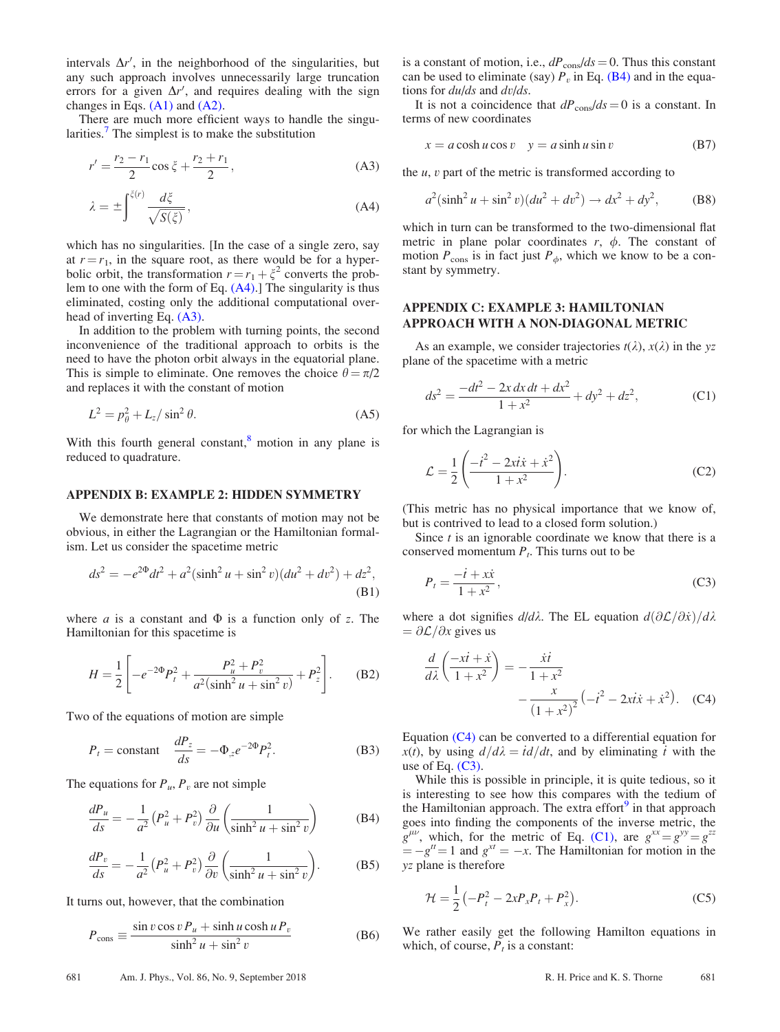intervals $\Delta r'$, in the neighborhood of the singularities, but any such approach involves unnecessarily large truncation errors for a given $\Delta r'$, and requires dealing with the sign changes in Eqs. (A1) and (A2).

There are much more efficient ways to handle the singularities.[7] The simplest is to make the substitution

$$r' = \frac{r_2 - r_1}{2}\cos\xi + \frac{r_2 + r_1}{2}, \tag{A3}$$

$$\lambda = \pm\int^{\xi(r)} \frac{d\xi}{\sqrt{S(\xi)}}, \tag{A4}$$

which has no singularities. [In the case of a single zero, say at $r = r_1$, in the square root, as there would be for a hyperbolic orbit, the transformation $r = r_1 + \xi^2$ converts the problem to one with the form of Eq. (A4).] The singularity is thus eliminated, costing only the additional computational overhead of inverting Eq. (A3).

In addition to the problem with turning points, the second inconvenience of the traditional approach to orbits is the need to have the photon orbit always in the equatorial plane. This is simple to eliminate. One removes the choice $\theta = \pi/2$ and replaces it with the constant of motion

$$L^2 = p_\theta^2 + L_z/\sin^2\theta. \tag{A5}$$

With this fourth general constant,[8] motion in any plane is reduced to quadrature.

## APPENDIX B: EXAMPLE 2: HIDDEN SYMMETRY

We demonstrate here that constants of motion may not be obvious, in either the Lagrangian or the Hamiltonian formalism. Let us consider the spacetime metric

$$ds^2 = -e^{2\Phi}dt^2 + a^2(\sinh^2 u + \sin^2 v)(du^2 + dv^2) + dz^2, \tag{B1}$$

where $a$ is a constant and $\Phi$ is a function only of $z$. The Hamiltonian for this spacetime is

$$H = \frac{1}{2}\left[-e^{-2\Phi}P_t^2 + \frac{P_u^2 + P_v^2}{a^2(\sinh^2 u + \sin^2 v)} + P_z^2\right]. \tag{B2}$$

Two of the equations of motion are simple

$$P_t = \text{constant} \quad \frac{dP_z}{ds} = -\Phi_{,z}e^{-2\Phi}P_t^2. \tag{B3}$$

The equations for $P_u, P_v$ are not simple

$$\frac{dP_u}{ds} = -\frac{1}{a^2}\left(P_u^2 + P_v^2\right)\frac{\partial}{\partial u}\left(\frac{1}{\sinh^2 u + \sin^2 v}\right) \tag{B4}$$

$$\frac{dP_v}{ds} = -\frac{1}{a^2}\left(P_u^2 + P_v^2\right)\frac{\partial}{\partial v}\left(\frac{1}{\sinh^2 u + \sin^2 v}\right). \tag{B5}$$

It turns out, however, that the combination

$$P_{\rm cons} \equiv \frac{\sin v\cos v\,P_u + \sinh u\cosh u\,P_v}{\sinh^2 u + \sin^2 v} \tag{B6}$$

is a constant of motion, i.e., $dP_{\rm cons}/ds = 0$. Thus this constant can be used to eliminate (say) $P_v$ in Eq. (B4) and in the equations for $du/ds$ and $dv/ds$.

It is not a coincidence that $dP_{\rm cons}/ds = 0$ is a constant. In terms of new coordinates

$$x = a\cosh u\cos v \quad y = a\sinh u\sin v \tag{B7}$$

the $u$, $v$ part of the metric is transformed according to

$$a^2(\sinh^2 u + \sin^2 v)(du^2 + dv^2) \to dx^2 + dy^2, \tag{B8}$$

which in turn can be transformed to the two-dimensional flat metric in plane polar coordinates $r$, $\phi$. The constant of motion $P_{\rm cons}$ is in fact just $P_\phi$, which we know to be a constant by symmetry.

## APPENDIX C: EXAMPLE 3: HAMILTONIAN APPROACH WITH A NON-DIAGONAL METRIC

As an example, we consider trajectories $t(\lambda)$, $x(\lambda)$ in the $yz$ plane of the spacetime with a metric

$$ds^2 = \frac{-dt^2 - 2x\,dx\,dt + dx^2}{1 + x^2} + dy^2 + dz^2, \tag{C1}$$

for which the Lagrangian is

$$\mathcal{L} = \frac{1}{2}\left(\frac{-\dot t^2 - 2x\dot t\dot x + \dot x^2}{1 + x^2}\right). \tag{C2}$$

(This metric has no physical importance that we know of, but is contrived to lead to a closed form solution.)

Since $t$ is an ignorable coordinate we know that there is a conserved momentum $P_t$. This turns out to be

$$P_t = \frac{-\dot t + x\dot x}{1 + x^2}, \tag{C3}$$

where a dot signifies $d/d\lambda$. The EL equation $d(\partial\mathcal{L}/\partial\dot x)/d\lambda = \partial\mathcal{L}/\partial x$ gives us

$$\frac{d}{d\lambda}\left(\frac{-x\dot t + \dot x}{1 + x^2}\right) = -\frac{\dot x\dot t}{1 + x^2} - \frac{x}{\left(1 + x^2\right)^2}\left(-\dot t^2 - 2x\dot t\dot x + \dot x^2\right). \tag{C4}$$

Equation (C4) can be converted to a differential equation for $x(t)$, by using $d/d\lambda = \dot t\, d/dt$, and by eliminating $\dot t$ with the use of Eq. (C3).

While this is possible in principle, it is quite tedious, so it is interesting to see how this compares with the tedium of the Hamiltonian approach. The extra effort[9] in that approach goes into finding the components of the inverse metric, the $g^{\mu\nu}$, which, for the metric of Eq. (C1), are $g^{xx} = g^{yy} = g^{zz} = -g^{tt} = 1$ and $g^{xt} = -x$. The Hamiltonian for motion in the $yz$ plane is therefore

$$\mathcal{H} = \frac{1}{2}\left(-P_t^2 - 2xP_xP_t + P_x^2\right). \tag{C5}$$

We rather easily get the following Hamilton equations in which, of course, $P_t$ is a constant: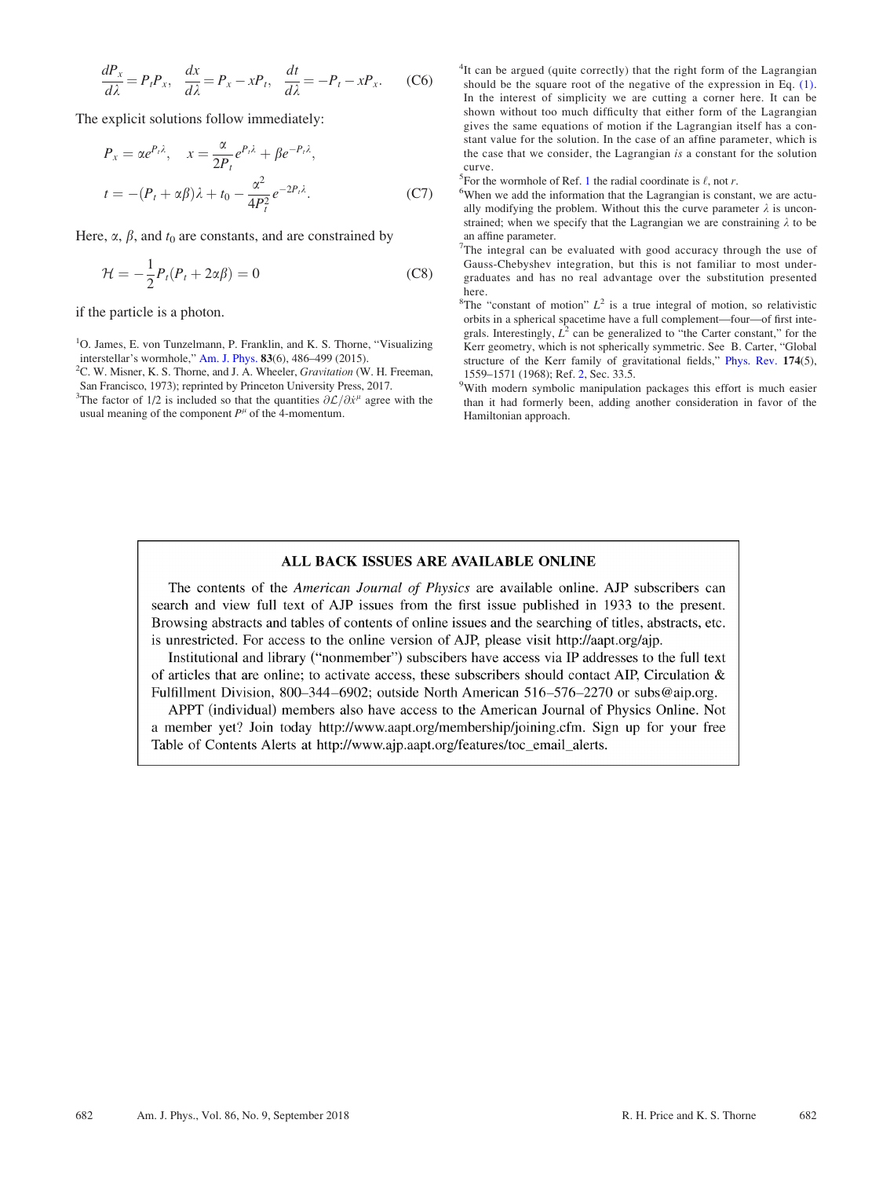$$\frac{dP_x}{d\lambda} = P_t P_x, \quad \frac{dx}{d\lambda} = P_x - xP_t, \quad \frac{dt}{d\lambda} = -P_t - xP_x. \tag{C6}$$

The explicit solutions follow immediately:

$$P_x = \alpha e^{P_t\lambda}, \quad x = \frac{\alpha}{2P_t}e^{P_t\lambda} + \beta e^{-P_t\lambda},$$
$$t = -(P_t + \alpha\beta)\lambda + t_0 - \frac{\alpha^2}{4P_t^2}e^{-2P_t\lambda}. \tag{C7}$$

Here, $\alpha$, $\beta$, and $t_0$ are constants, and are constrained by

$$\mathcal{H} = -\frac{1}{2}P_t(P_t + 2\alpha\beta) = 0 \tag{C8}$$

if the particle is a photon.

[1]O. James, E. von Tunzelmann, P. Franklin, and K. S. Thorne, "Visualizing interstellar's wormhole," Am. J. Phys. **83**(6), 486–499 (2015).

[2]C. W. Misner, K. S. Thorne, and J. A. Wheeler, *Gravitation* (W. H. Freeman, San Francisco, 1973); reprinted by Princeton University Press, 2017.

[3]The factor of 1/2 is included so that the quantities $\partial\mathcal{L}/\partial\dot{x}^\mu$ agree with the usual meaning of the component $P^\mu$ of the 4-momentum.

[4]It can be argued (quite correctly) that the right form of the Lagrangian should be the square root of the negative of the expression in Eq. (1). In the interest of simplicity we are cutting a corner here. It can be shown without too much difficulty that either form of the Lagrangian gives the same equations of motion if the Lagrangian itself has a constant value for the solution. In the case of an affine parameter, which is the case that we consider, the Lagrangian *is* a constant for the solution curve.

[5]For the wormhole of Ref. 1 the radial coordinate is $\ell$, not $r$.

[6]When we add the information that the Lagrangian is constant, we are actually modifying the problem. Without this the curve parameter $\lambda$ is unconstrained; when we specify that the Lagrangian we are constraining $\lambda$ to be an affine parameter.

[7]The integral can be evaluated with good accuracy through the use of Gauss-Chebyshev integration, but this is not familiar to most undergraduates and has no real advantage over the substitution presented here.

[8]The "constant of motion" $L^2$ is a true integral of motion, so relativistic orbits in a spherical spacetime have a full complement—four—of first integrals. Interestingly, $L^2$ can be generalized to "the Carter constant," for the Kerr geometry, which is not spherically symmetric. See B. Carter, "Global structure of the Kerr family of gravitational fields," Phys. Rev. **174**(5), 1559–1571 (1968); Ref. 2, Sec. 33.5.

[9]With modern symbolic manipulation packages this effort is much easier than it had formerly been, adding another consideration in favor of the Hamiltonian approach.

**ALL BACK ISSUES ARE AVAILABLE ONLINE**

The contents of the *American Journal of Physics* are available online. AJP subscribers can search and view full text of AJP issues from the first issue published in 1933 to the present. Browsing abstracts and tables of contents of online issues and the searching of titles, abstracts, etc. is unrestricted. For access to the online version of AJP, please visit http://aapt.org/ajp.

Institutional and library ("nonmember") subscibers have access via IP addresses to the full text of articles that are online; to activate access, these subscribers should contact AIP, Circulation & Fulfillment Division, 800–344–6902; outside North American 516–576–2270 or subs@aip.org.

APPT (individual) members also have access to the American Journal of Physics Online. Not a member yet? Join today http://www.aapt.org/membership/joining.cfm. Sign up for your free Table of Contents Alerts at http://www.ajp.aapt.org/features/toc_email_alerts.